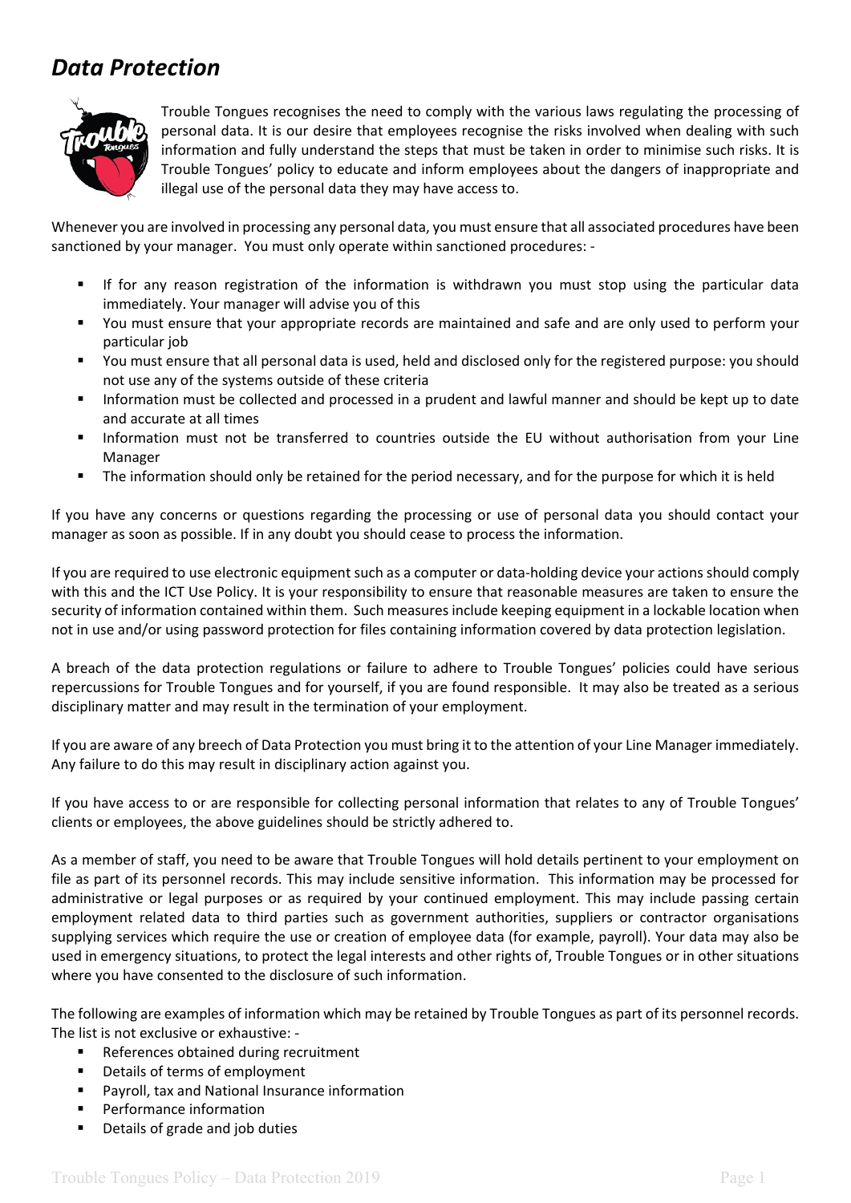# *Data Protection*

Trouble Tongues recognises the need to comply with the various laws regulating the processing of personal data. It is our desire that employees recognise the risks involved when dealing with such information and fully understand the steps that must be taken in order to minimise such risks. It is Trouble Tongues' policy to educate and inform employees about the dangers of inappropriate and illegal use of the personal data they may have access to.

Whenever you are involved in processing any personal data, you must ensure that all associated procedures have been sanctioned by your manager. You must only operate within sanctioned procedures: -

- If for any reason registration of the information is withdrawn you must stop using the particular data immediately. Your manager will advise you of this
- You must ensure that your appropriate records are maintained and safe and are only used to perform your particular job
- You must ensure that all personal data is used, held and disclosed only for the registered purpose: you should not use any of the systems outside of these criteria
- Information must be collected and processed in a prudent and lawful manner and should be kept up to date and accurate at all times
- Information must not be transferred to countries outside the EU without authorisation from your Line Manager
- The information should only be retained for the period necessary, and for the purpose for which it is held

If you have any concerns or questions regarding the processing or use of personal data you should contact your manager as soon as possible. If in any doubt you should cease to process the information.

If you are required to use electronic equipment such as a computer or data-holding device your actions should comply with this and the ICT Use Policy. It is your responsibility to ensure that reasonable measures are taken to ensure the security of information contained within them. Such measures include keeping equipment in a lockable location when not in use and/or using password protection for files containing information covered by data protection legislation.

A breach of the data protection regulations or failure to adhere to Trouble Tongues' policies could have serious repercussions for Trouble Tongues and for yourself, if you are found responsible. It may also be treated as a serious disciplinary matter and may result in the termination of your employment.

If you are aware of any breech of Data Protection you must bring it to the attention of your Line Manager immediately. Any failure to do this may result in disciplinary action against you.

If you have access to or are responsible for collecting personal information that relates to any of Trouble Tongues' clients or employees, the above guidelines should be strictly adhered to.

As a member of staff, you need to be aware that Trouble Tongues will hold details pertinent to your employment on file as part of its personnel records. This may include sensitive information. This information may be processed for administrative or legal purposes or as required by your continued employment. This may include passing certain employment related data to third parties such as government authorities, suppliers or contractor organisations supplying services which require the use or creation of employee data (for example, payroll). Your data may also be used in emergency situations, to protect the legal interests and other rights of, Trouble Tongues or in other situations where you have consented to the disclosure of such information.

The following are examples of information which may be retained by Trouble Tongues as part of its personnel records. The list is not exclusive or exhaustive: -

- References obtained during recruitment
- Details of terms of employment
- Payroll, tax and National Insurance information
- Performance information
- Details of grade and job duties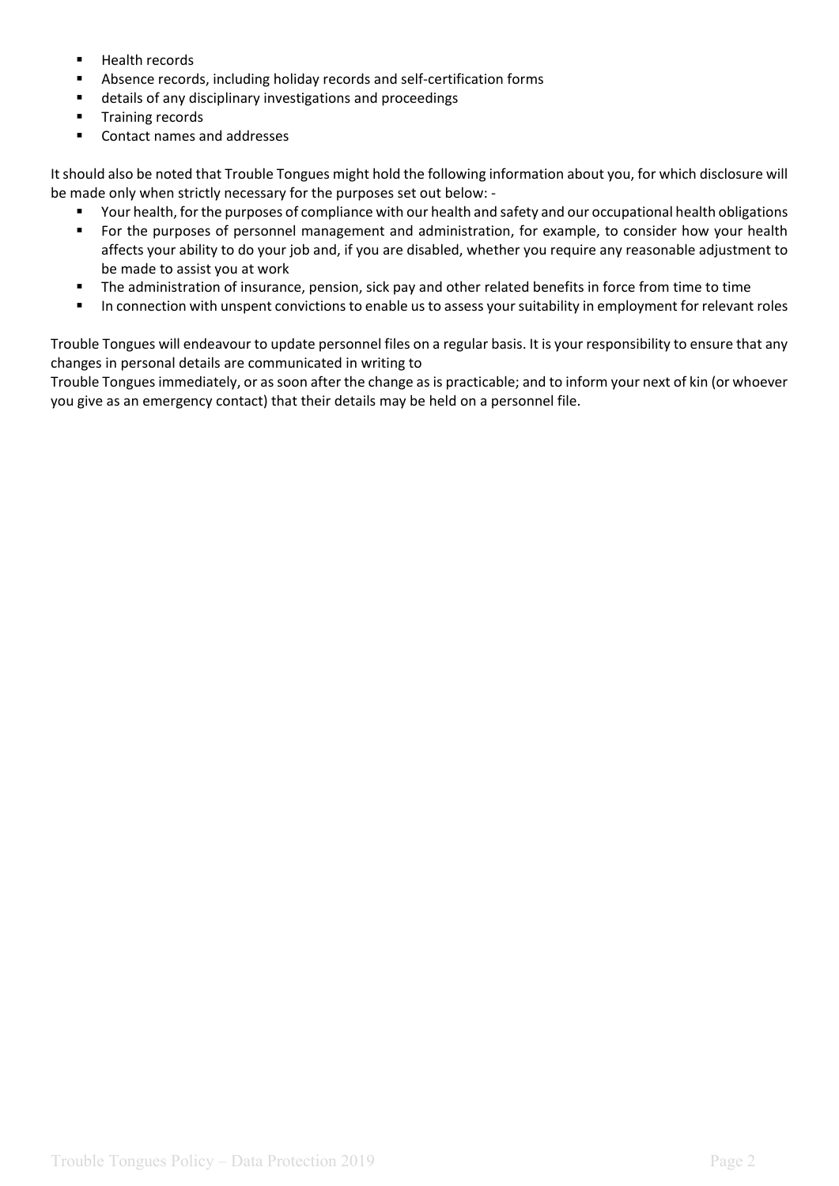- Health records
- Absence records, including holiday records and self-certification forms
- details of any disciplinary investigations and proceedings
- Training records
- Contact names and addresses

It should also be noted that Trouble Tongues might hold the following information about you, for which disclosure will be made only when strictly necessary for the purposes set out below: -

- Your health, for the purposes of compliance with our health and safety and our occupational health obligations
- For the purposes of personnel management and administration, for example, to consider how your health affects your ability to do your job and, if you are disabled, whether you require any reasonable adjustment to be made to assist you at work
- The administration of insurance, pension, sick pay and other related benefits in force from time to time
- In connection with unspent convictions to enable us to assess your suitability in employment for relevant roles

Trouble Tongues will endeavour to update personnel files on a regular basis. It is your responsibility to ensure that any changes in personal details are communicated in writing to
Trouble Tongues immediately, or as soon after the change as is practicable; and to inform your next of kin (or whoever you give as an emergency contact) that their details may be held on a personnel file.